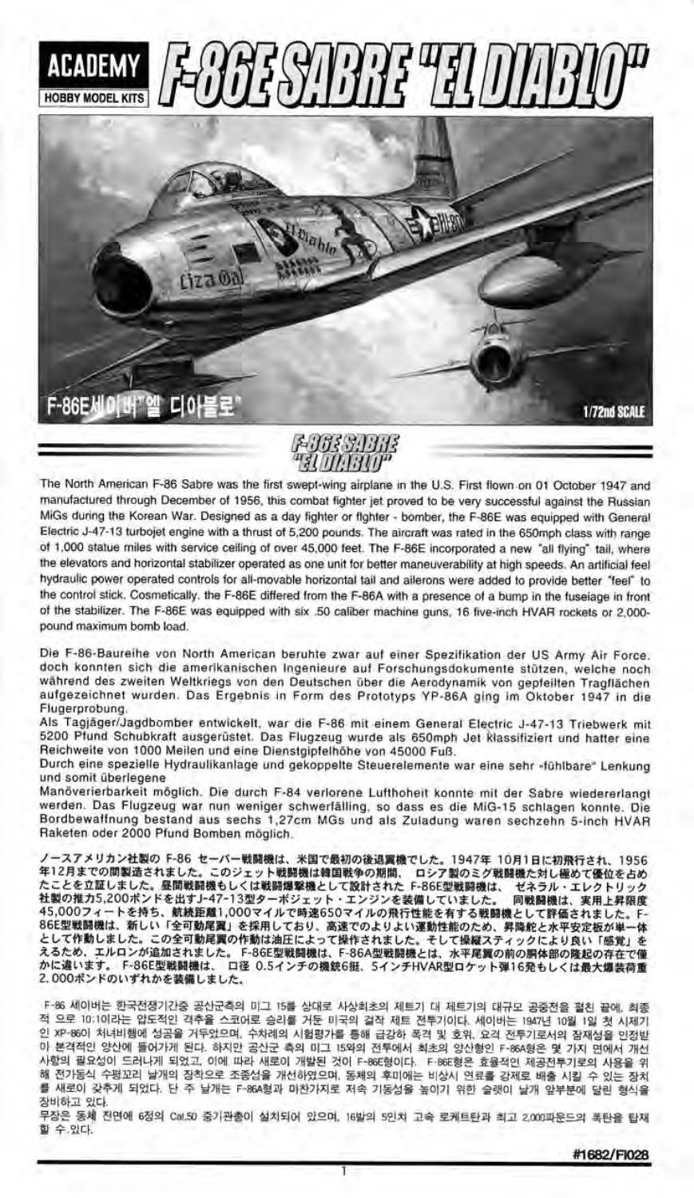# ACADEMY HOBBY MODEL KITS F-86E SABRE "EL DIABLO"

F-86E세이버"엘 디아블로"

1/72nd SCALE

## F-86E SABRE "EL DIABLO"

The North American F-86 Sabre was the first swept-wing airplane in the U.S. First flown on 01 October 1947 and manufactured through December of 1956, this combat fighter jet proved to be very successful against the Russian MiGs during the Korean War. Designed as a day fighter or fighter - bomber, the F-86E was equipped with General Electric J-47-13 turbojet engine with a thrust of 5,200 pounds. The aircraft was rated in the 650mph class with range of 1,000 statue miles with service ceiling of over 45,000 feet. The F-86E incorporated a new "all flying" tail, where the elevators and horizontal stabilizer operated as one unit for better maneuverability at high speeds. An artificial feel hydraulic power operated controls for all-movable horizontal tail and ailerons were added to provide better "feel" to the control stick. Cosmetically, the F-86E differed from the F-86A with a presence of a bump in the fuselage in front of the stabilizer. The F-86E was equipped with six .50 caliber machine guns, 16 five-inch HVAR rockets or 2,000-pound maximum bomb load.

Die F-86-Baureihe von North American beruhte zwar auf einer Spezifikation der US Army Air Force, doch konnten sich die amerikanischen Ingenieure auf Forschungsdokumente stützen, welche noch während des zweiten Weltkriegs von den Deutschen über die Aerodynamik von gepfeilten Tragflächen aufgezeichnet wurden. Das Ergebnis in Form des Prototyps YP-86A ging im Oktober 1947 in die Flugerprobung.
Als Tagjäger/Jagdbomber entwickelt, war die F-86 mit einem General Electric J-47-13 Triebwerk mit 5200 Pfund Schubkraft ausgerüstet. Das Flugzeug wurde als 650mph Jet klassifiziert und hatter eine Reichweite von 1000 Meilen und eine Dienstgipfelhöhe von 45000 Fuß.
Durch eine spezielle Hydraulikanlage und gekoppelte Steuerelemente war eine sehr »fühlbare« Lenkung und somit überlegene
Manöverierbarkeit möglich. Die durch F-84 verlorene Lufthoheit konnte mit der Sabre wiedererlangt werden. Das Flugzeug war nun weniger schwerfälling, so dass es die MiG-15 schlagen konnte. Die Bordbewaffnung bestand aus sechs 1,27cm MGs und als Zuladung waren sechzehn 5-inch HVAR Raketen oder 2000 Pfund Bomben möglich.

ノースアメリカン社製の F-86 セーバー戦闘機は、米国で最初の後退翼機でした。1947年 10月1日に初飛行され、1956年12月までの間製造されました。このジェット戦闘機は韓国戦争の期間、ロシア製のミグ戦闘機た対し極めて優位を占めたことを立証しました。昼間戦闘機もしくは戦闘爆撃機として設計された F-86E型戦闘機は、ゼネラル・エレクトリック社製の推力5,200ポンドを出すJ-47-13型ターボジェット・エンジンを装備していました。同戦闘機は、実用上昇限度45,000フィートを持ち、航続距離1,000マイルで時速650マイルの飛行性能を有する戦闘機として評価されました。F-86E型戦闘機は、新しい「全可動尾翼」を採用しており、高速でのよりよい運動性能のため、昇降舵と水平安定板が単一体として作動しました。この全可動尾翼の作動は油圧によって操作されました。そして操縦スティックにより良い「感覚」をえるため、エルロンが追加されました。F-86E型戦闘機は、F-86A型戦闘機とは、水平尾翼の前の胴体部の隆起の存在で僅かに違います。F-86E型戦闘機は、口径 0.5インチの機銃6挺、5インチHVAR型ロケット弾16発もしくは最大爆装荷重2,000ポンドのいずれかを装備しました。

F-86 세이버는 한국전쟁기간중 공산군측의 미그 15를 상대로 사상최초의 제트기 대 제트기의 대규모 공중전을 펼친 끝에, 최종적 으로 10:1이라는 압도적인 격추율 스코어로 승리를 거둔 미국의 걸작 제트 전투기이다. 세이버는 1947년 10월 1일 첫 시제기인 XP-86이 처녀비행에 성공을 거두었으며, 수차례의 시험평가를 통해 급강하 폭격 및 호위, 요격 전투기로서의 잠재성을 인정받아 본격적인 양산에 들어가게 된다. 하지만 공산군 측의 미그 15와의 전투에서 최초의 양산형인 F-86A형은 몇 가지 면에서 개선사항의 필요성이 드러나게 되었고, 이에 따라 새로이 개발된 것이 F-86E형이다. F-86E형은 효율적인 제공전투기로의 사용을 위해 전가동식 수평꼬리 날개의 장착으로 조종성을 개선하였으며, 동체의 후미에는 비상시 연료를 강제로 배출 시킬 수 있는 장치를 새로이 갖추게 되었다. 단 주 날개는 F-86A형과 마찬가지로 저속 기동성을 높이기 위한 슬랫이 날개 앞부분에 달린 형식을 장비하고 있다.
무장은 동체 전면에 6정의 Cal.50 중기관총이 설치되어 있으며, 16발의 5인치 고속 로케트탄과 최고 2,000파운드의 폭탄을 탑재할 수 있다.

#1682/FI028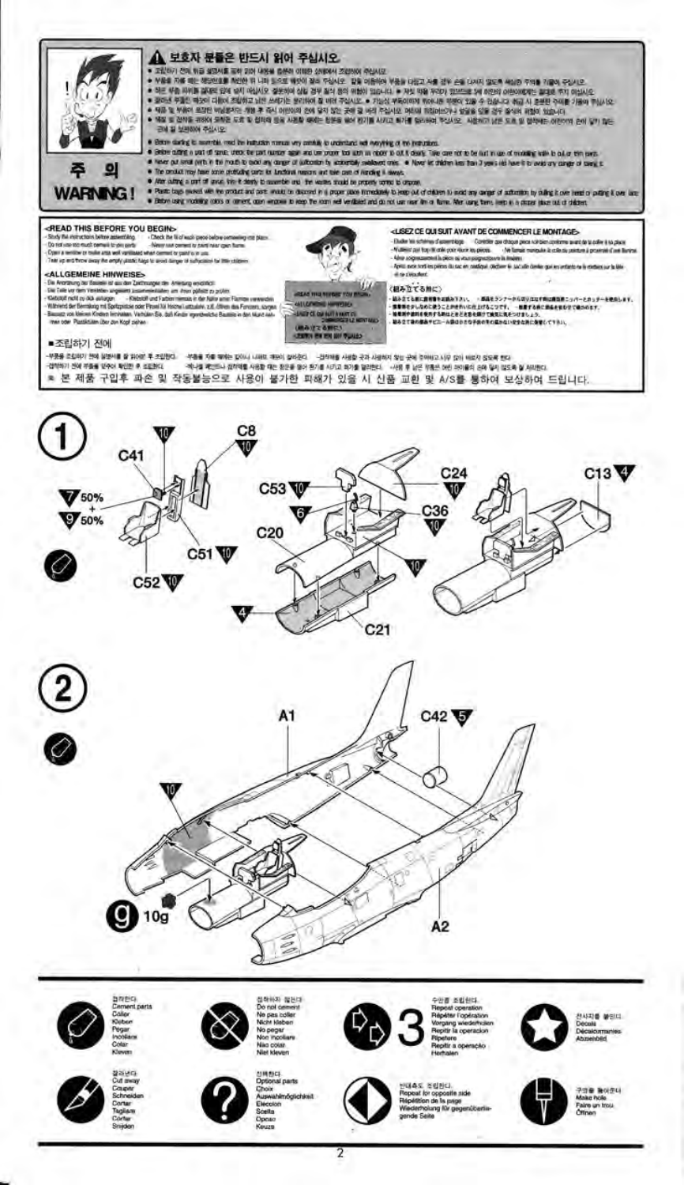## ⚠ 보호자 분들은 반드시 읽어 주십시오

# 주 의
# WARNING!

- Before starting to assemble, read the instruction manual very carefully to understand well everything of the instructions.
- Before cutting a part off sprue, check the part number again and use proper tool such as nipper to cut it cleanly. Take care not to be hurt in use of modelling knife to cut or trim parts.
- Never put small parts in the mouth to avoid any danger of suffocation by accidentally swallowed ones. ● Never let children less than 3 years old have it to avoid any danger of taking it.
- The product may have some protruding parts for functional reasons and take care of handling it always.
- After cutting a part off sprue, trim it cleanly to assemble and the wastes should be properly sorted to dispose.
- Plastic bags covered with the product and parts should be disposed in a proper place immediately to keep out of children to avoid any danger of suffocation by pulling it over head or putting it over face.
- Before using modelling colors or cement, open windows to keep the room well ventilated and do not use near fire or flame. After using them, keep in a proper place out of children.

### <READ THIS BEFORE YOU BEGIN>

### <ALLGEMEINE HINWEISE>

### <LISEZ CE QUI SUIT AVANT DE COMMENCER LE MONTAGE>

### <組み立てる前に>

### ■조립하기 전에

※ 본 제품 구입후 파손 및 작동불능으로 사용이 불가한 피해가 있을 시 신품 교환 및 A/S를 통하여 보상하여 드립니다.

## ①

C41, C8 (10), C53 (10), C24 (10), C13 (4), 7 50% + 9 50%, C36 (10), 6, C20, C51 (10), C52 (10), 4, C21, 10

## ②

A1, C42 (5), 10, 10g, A2

---

- 접착한다 / Cement parts / Coller / Kleben / Pegar / Incollare / Colar / Kleven
- 접착하지 않는다 / Do not cement / Ne pas coller / Nicht kleben / No pegar / Non incollare / Não colar / Niet kleven
- 3 수회 조립한다 / Repeat operation / Répéter l'opération / Vorgang wiederholen / Repitir la operación / Ripetere / Repitir a operação / Herhalen
- 전사지를 붙인다 / Decals / Décalcomanies / Abziehbild
- 잘라낸다 / Cut away / Couper / Schneiden / Cortar / Tagliare / Cortar / Snijden
- 선택한다 / Optional parts / Choix / Auswahlmöglichkeit / Eleccion / Scelta / Opcao / Keuze
- 반대측도 조립한다 / Repeat for opposite side / Répétition de la page / Wiederholung für gegenüberliegende Seite
- 구멍을 뚫어준다 / Make hole / Faire un trou / Öffnen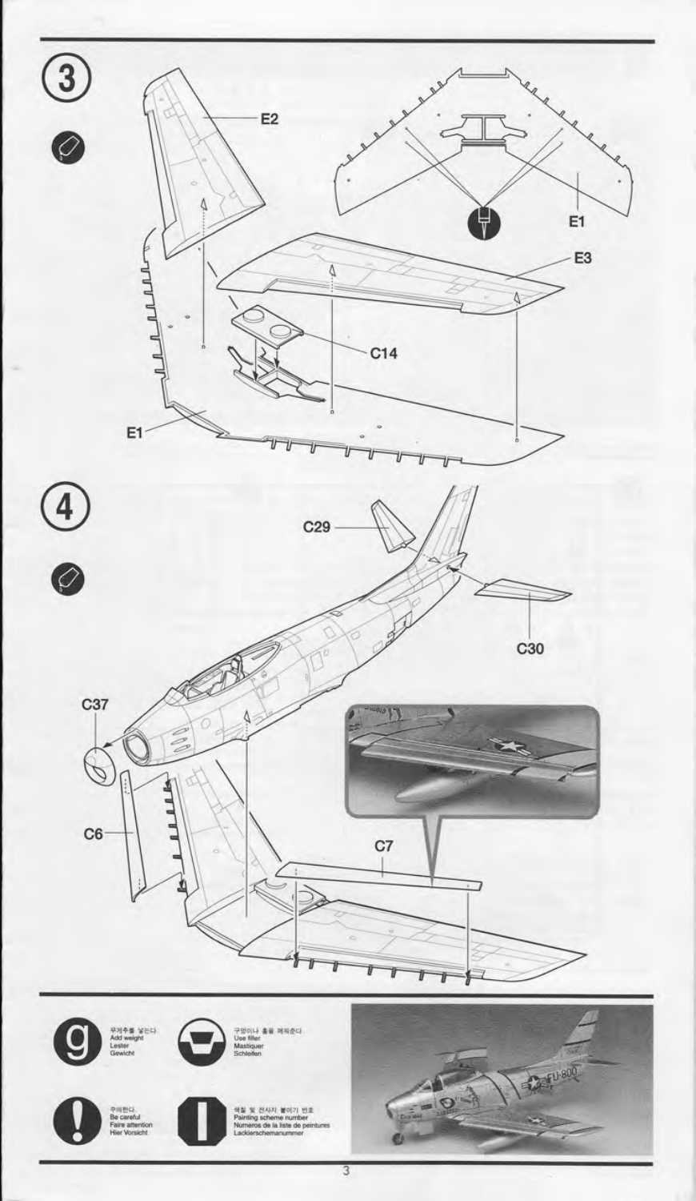## 3

E2

E1

E3

C14

E1

## 4

C29

C30

C37

C6

C7

무게추를 넣는다.
Add weight
Lester
Gewicht

구멍이나 홈을 메꿔준다.
Use filler
Mastiquer
Schleifen

주의한다.
Be careful
Faire attention
Hier Vorsicht

색칠 및 전사지 붙이기 번호
Painting scheme number
Numeros de la liste de peintures
Lackierschemanummer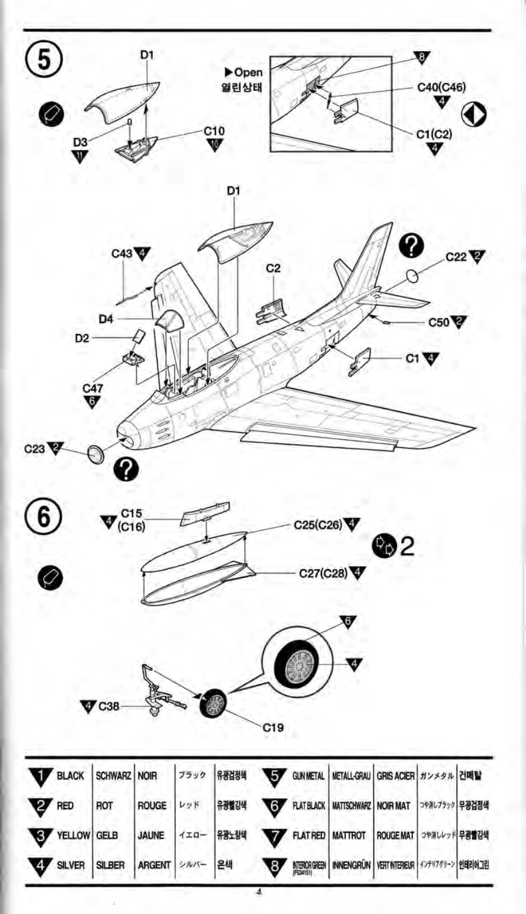## 5

D1

D3 11

C10 10

▶Open
열린상태

8

C40(C46) 4

C1(C2) 4

D1

C43 4

C22 2

C2

D4

D2

C50 2

C1 4

C47 6

C23 2

## 6

C15 (C16) 4

C25(C26) 4

2

C27(C28) 4

6

4

C38 4

C19

| | | | | | | | | | | | |
|---|---|---|---|---|---|---|---|---|---|---|---|
| 1 | BLACK | SCHWARZ | NOIR | ブラック | 유광검정색 | 5 | GUN METAL | METALL-GRAU | GRIS ACIER | ガンメタル | 건메탈 |
| 2 | RED | ROT | ROUGE | レッド | 유광빨강색 | 6 | FLAT BLACK | MATTSCHWARZ | NOIR MAT | つや消しブラック | 무광검정색 |
| 3 | YELLOW | GELB | JAUNE | イエロー | 유광노랑색 | 7 | FLAT RED | MATTROT | ROUGE MAT | つや消しレッド | 무광빨강색 |
| 4 | SILVER | SILBER | ARGENT | シルバー | 은색 | 8 | INTERIOR GREEN (FS34151) | INNENGRÜN | VERT INTERIEUR | インテリアグリーン | 인테리어그린 |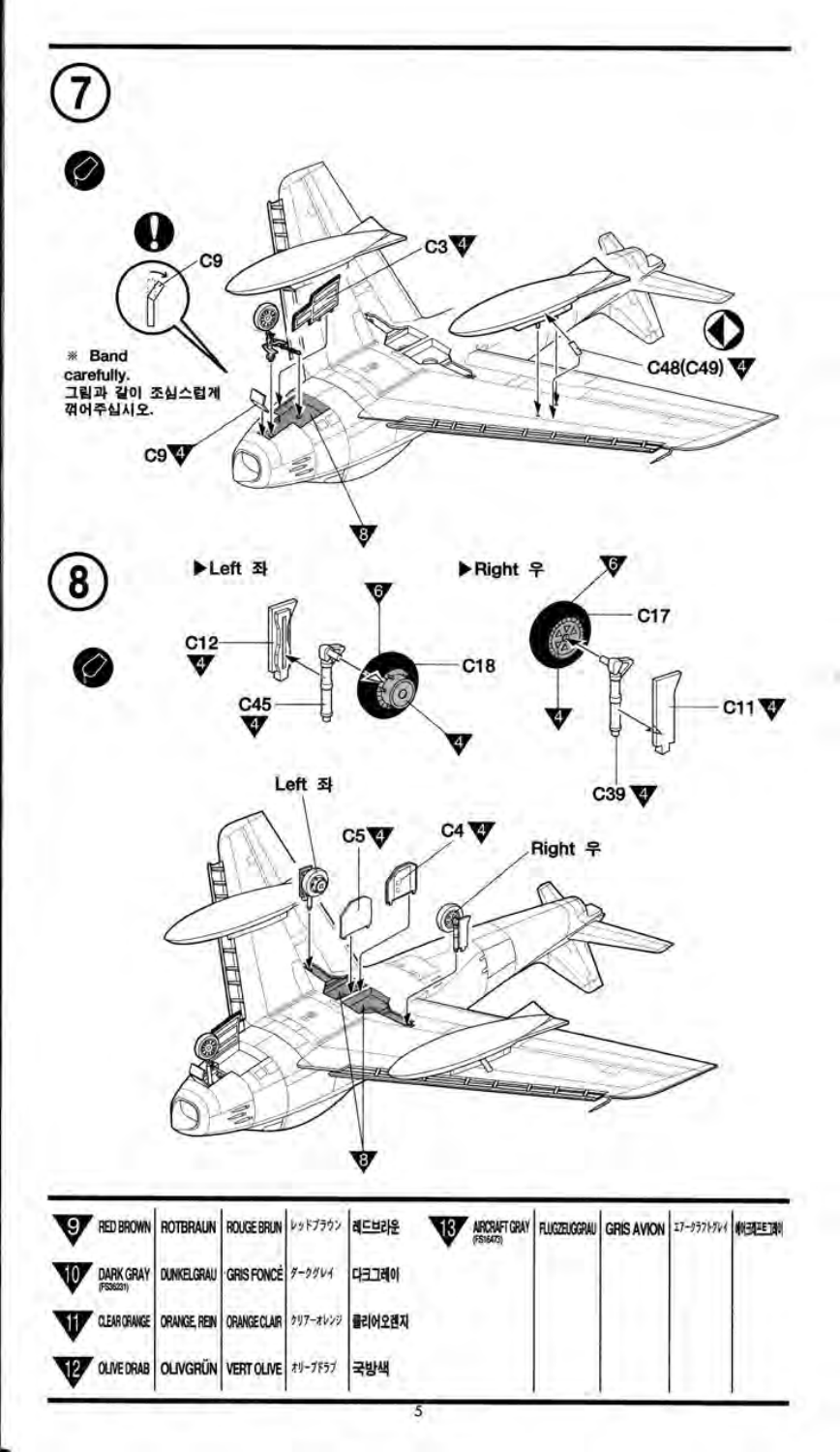## 7

C9

※ Band carefully.
그림과 같이 조심스럽게 꺾어주십시오.

C9 4

C3 4

C48(C49) 4

8

## 8

▶Left 좌

C12 4

C45 4

6

C18

4

▶Right 우

6

C17

4

C11 4

C39 4

Left 좌

C5 4

C4 4

Right 우

8

| | | | | | | | | | | | |
|---|---|---|---|---|---|---|---|---|---|---|---|
| 9 | RED BROWN | ROTBRAUN | ROUGE BRUN | レッドブラウン | 레드브라운 | 13 | AIRCRAFT GRAY (FS16473) | FLUGZEUGGRAU | GRIS AVION | エアークラフトグレイ | 에어크래프트그레이 |
| 10 | DARK GRAY (FS36231) | DUNKELGRAU | GRIS FONCÉ | ダークグレイ | 다크그레이 | | | | | | |
| 11 | CLEAR ORANGE | ORANGE, REIN | ORANGE CLAIR | クリアーオレンジ | 클리어오렌지 | | | | | | |
| 12 | OLIVE DRAB | OLIVGRÜN | VERT OLIVE | オリーブドラブ | 국방색 | | | | | | |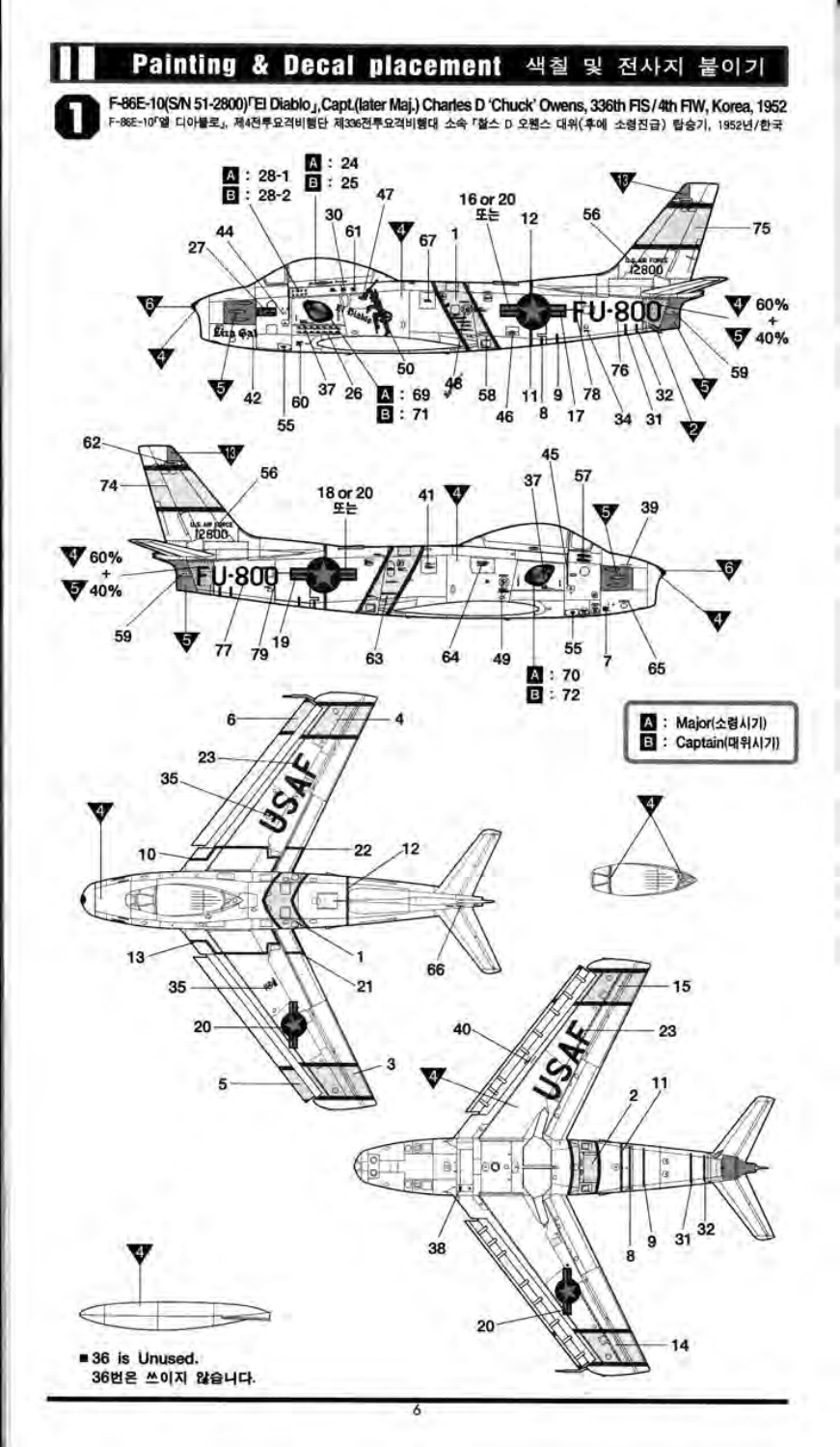# II Painting & Decal placement 색칠 및 전사지 붙이기

**1** **F-86E-10(S/N 51-2800)「El Diablo」, Capt.(later Maj.) Charles D 'Chuck' Owens, 336th FIS / 4th FIW, Korea, 1952**

F-86E-10「엘 디아블로」, 제4전투요격비행단 제336전투요격비행대 소속「찰스 D 오웬스 대위(후에 소령진급) 탑승기, 1952년/한국

A : 28-1
B : 28-2

A : 24
B : 25

A : 69
B : 71

A : 70
B : 72

16 or 20 또는

18 or 20 또는

4 60% + 5 40%

A : Major(소령시기)
B : Captain(대위시기)

■ 36 is Unused.
36번은 쓰이지 않습니다.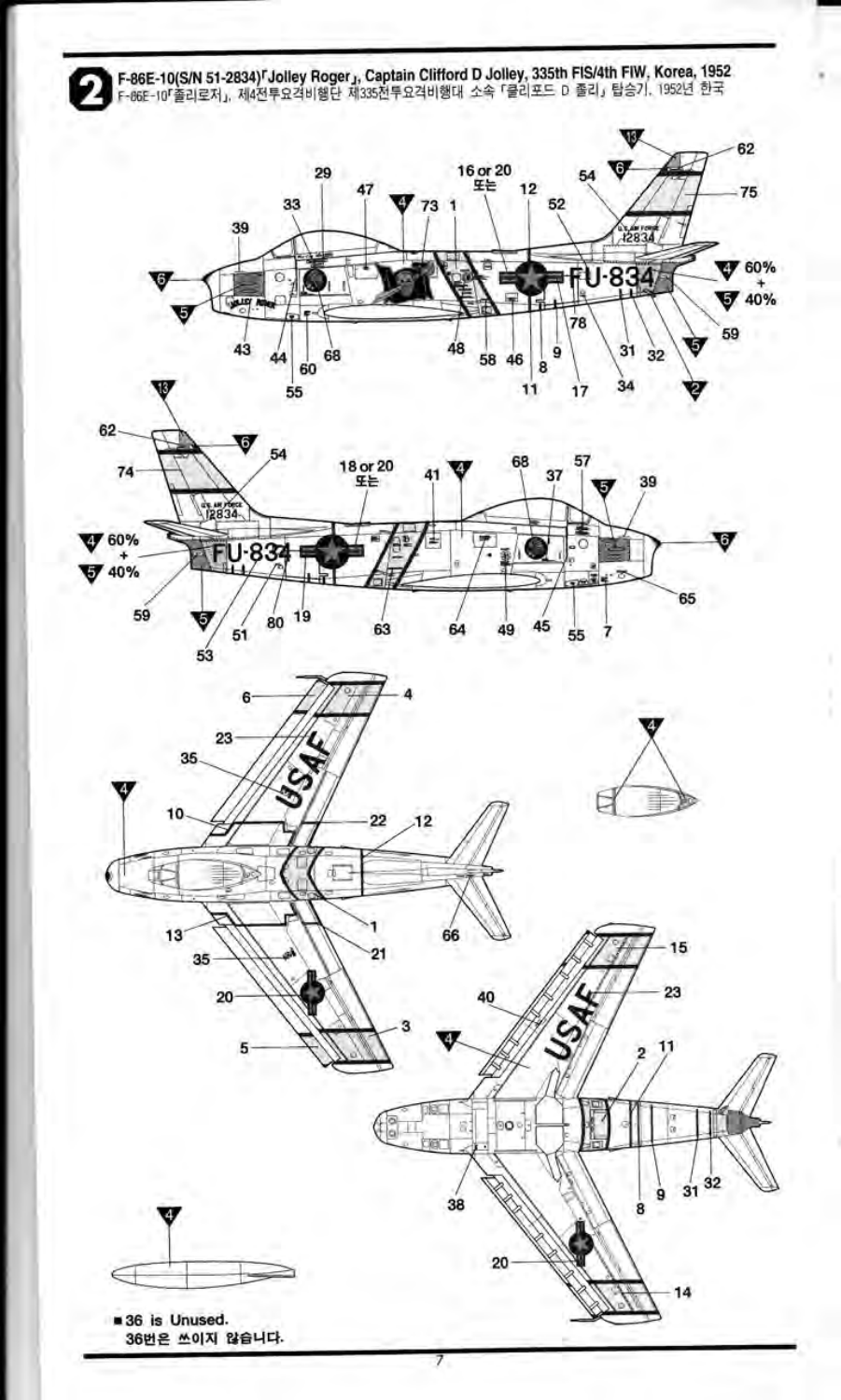## 2 F-86E-10(S/N 51-2834)「Jolley Roger」, Captain Clifford D Jolley, 335th FIS/4th FIW, Korea, 1952

F-86E-10「졸리로저」, 제4전투요격비행단 제335전투요격비행대 소속 「클리포드 D 졸리」 탑승기, 1952년 한국

- 36 is Unused.
  36번은 쓰이지 않습니다.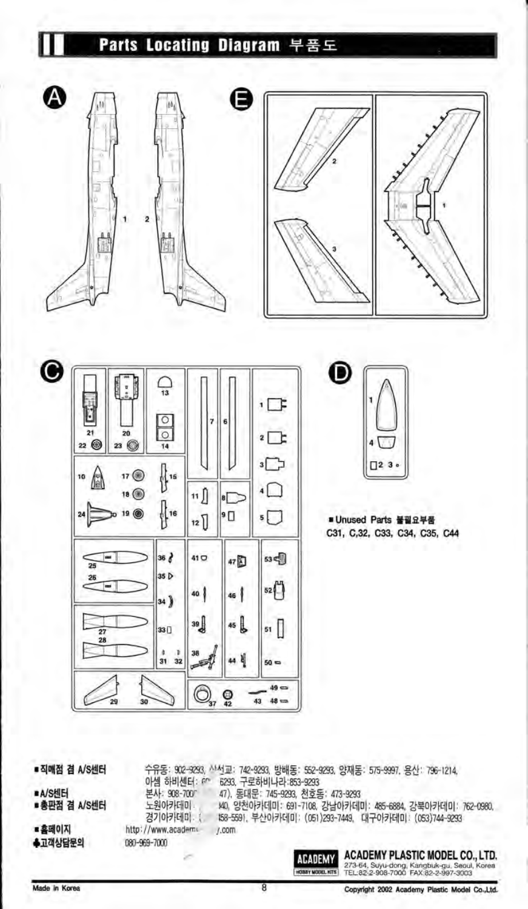# Parts Locating Diagram 부품도

A

1 2

E

2 3 1

C

21 20 13
22 23 14
7 6
1 2 3 4 5
10 17 15
18
24 19 16
11 8
12 9
25 36
26 35
34
27 33
28 31 32
41 47 53
40 46 52
39 45 51
38 44 50
29 30 37 42 43 49 48

D

1 4 2 3

■ Unused Parts 불필요부품
C31, C,32, C33, C34, C35, C44

■ 직매점 겸 A/S센터 수유동: 902-9293, 신설교: 742-9293, 방배동: 552-9293, 양재동: 575-9997, 용산: 796-1214, 아셈 하비센터: 6293, 구로하비나라:853-9293

■ A/S센터 본사: 908-7000 47), 동대문: 745-9293, 천호동: 473-9293

■ 총판점 겸 A/S센터 노원아카데미: 40, 양천아카데미: 691-7108, 강남아카데미: 485-6884, 강북아카데미: 762-0980, 경기아카데미: 158-5591, 부산아카데미: (051)293-7449, 대구아카데미: (053)744-9293

■ 홈페이지 http://www.academ.com

♣ 고객상담문의 080-969-7000

ACADEMY PLASTIC MODEL CO., LTD.
273-64, Suyu-dong, Kangbuk-gu, Seoul, Korea
TEL:82-2-908-7000 FAX:82-2-997-3003

Made in Korea

Copyright 2002 Academy Plastic Model Co.,Ltd.